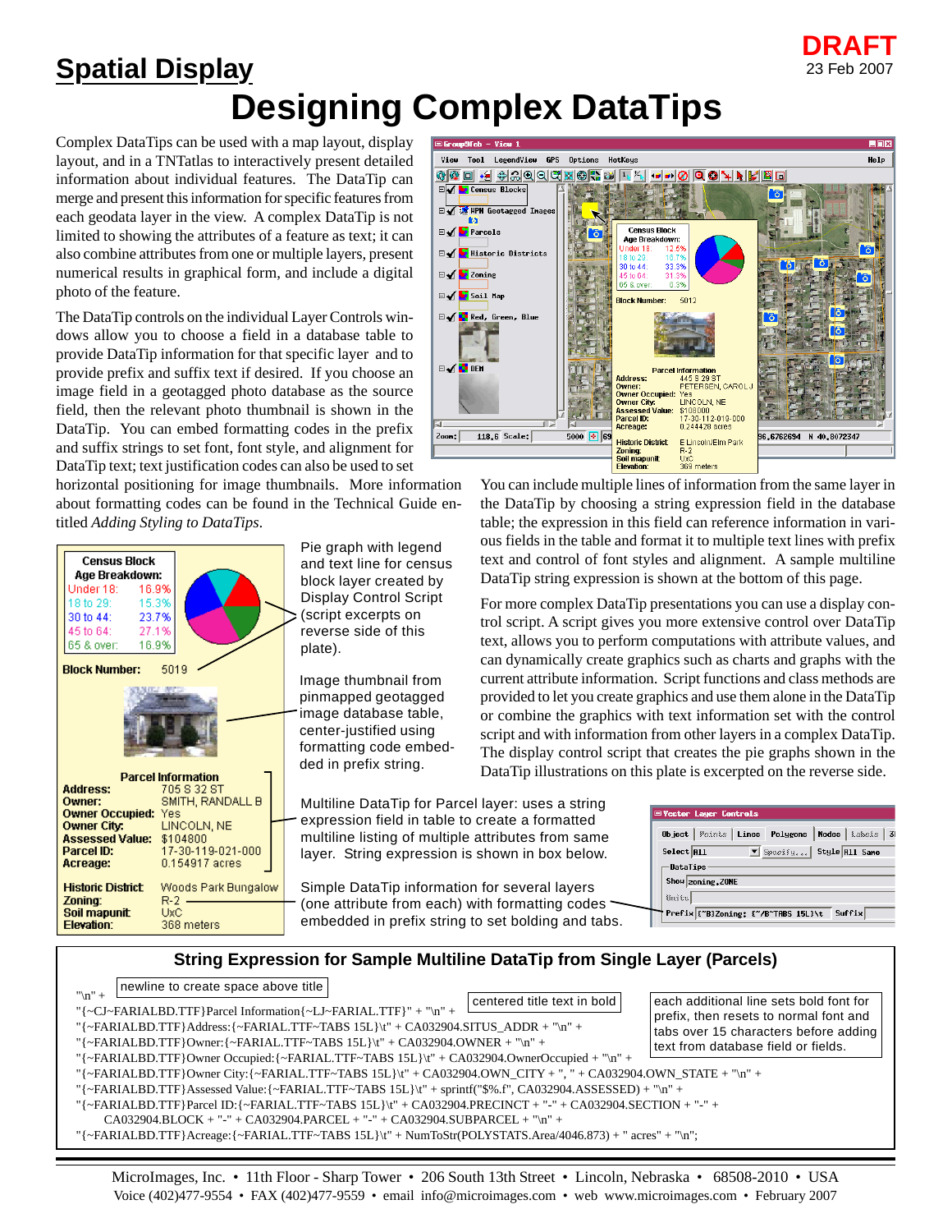**DRAFT**
23 Feb 2007

# Spatial Display

# Designing Complex DataTips

Complex DataTips can be used with a map layout, display layout, and in a TNTatlas to interactively present detailed information about individual features. The DataTip can merge and present this information for specific features from each geodata layer in the view. A complex DataTip is not limited to showing the attributes of a feature as text; it can also combine attributes from one or multiple layers, present numerical results in graphical form, and include a digital photo of the feature.

The DataTip controls on the individual Layer Controls windows allow you to choose a field in a database table to provide DataTip information for that specific layer and to provide prefix and suffix text if desired. If you choose an image field in a geotagged photo database as the source field, then the relevant photo thumbnail is shown in the DataTip. You can embed formatting codes in the prefix and suffix strings to set font, font style, and alignment for DataTip text; text justification codes can also be used to set horizontal positioning for image thumbnails. More information about formatting codes can be found in the Technical Guide entitled *Adding Styling to DataTips*.

Census Block
Age Breakdown:

| | |
|---|---|
| Under 18: | 16.9% |
| 18 to 29: | 15.3% |
| 30 to 44: | 23.7% |
| 45 to 64: | 27.1% |
| 65 & over: | 16.9% |

**Block Number:** 5019

**Parcel Information**

| | |
|---|---|
| **Address:** | 705 S 32 ST |
| **Owner:** | SMITH, RANDALL B |
| **Owner Occupied:** | Yes |
| **Owner City:** | LINCOLN, NE |
| **Assessed Value:** | $104800 |
| **Parcel ID:** | 17-30-119-021-000 |
| **Acreage:** | 0.154917 acres |

| | |
|---|---|
| **Historic District:** | Woods Park Bungalow |
| **Zoning:** | R-2 |
| **Soil mapunit:** | UxC |
| **Elevation:** | 368 meters |

Pie graph with legend and text line for census block layer created by Display Control Script (script excerpts on reverse side of this plate).

Image thumbnail from pinmapped geotagged image database table, center-justified using formatting code embedded in prefix string.

Multiline DataTip for Parcel layer: uses a string expression field in table to create a formatted multiline listing of multiple attributes from same layer. String expression is shown in box below.

Simple DataTip information for several layers (one attribute from each) with formatting codes embedded in prefix string to set bolding and tabs.

You can include multiple lines of information from the same layer in the DataTip by choosing a string expression field in the database table; the expression in this field can reference information in various fields in the table and format it to multiple text lines with prefix text and control of font styles and alignment. A sample multiline DataTip string expression is shown at the bottom of this page.

For more complex DataTip presentations you can use a display control script. A script gives you more extensive control over DataTip text, allows you to perform computations with attribute values, and can dynamically create graphics such as charts and graphs with the current attribute information. Script functions and class methods are provided to let you create graphics and use them alone in the DataTip or combine the graphics with text information set with the control script and with information from other layers in a complex DataTip. The display control script that creates the pie graphs shown in the DataTip illustrations on this plate is excerpted on the reverse side.

## String Expression for Sample Multiline DataTip from Single Layer (Parcels)

newline to create space above title

centered title text in bold

each additional line sets bold font for prefix, then resets to normal font and tabs over 15 characters before adding text from database field or fields.

```
"\n" +
"{~CJ~FARIALBD.TTF}Parcel Information{~LJ~FARIAL.TTF}" + "\n" +
"{~FARIALBD.TTF}Address:{~FARIAL.TTF~TABS 15L}\t" + CA032904.SITUS_ADDR + "\n" +
"{~FARIALBD.TTF}Owner:{~FARIAL.TTF~TABS 15L}\t" + CA032904.OWNER + "\n" +
"{~FARIALBD.TTF}Owner Occupied:{~FARIAL.TTF~TABS 15L}\t" + CA032904.OwnerOccupied + "\n" +
"{~FARIALBD.TTF}Owner City:{~FARIAL.TTF~TABS 15L}\t" + CA032904.OWN_CITY + ", " + CA032904.OWN_STATE + "\n" +
"{~FARIALBD.TTF}Assessed Value:{~FARIAL.TTF~TABS 15L}\t" + sprintf("$%.f", CA032904.ASSESSED) + "\n" +
"{~FARIALBD.TTF}Parcel ID:{~FARIAL.TTF~TABS 15L}\t" + CA032904.PRECINCT + "-" + CA032904.SECTION + "-" +
    CA032904.BLOCK + "-" + CA032904.PARCEL + "-" + CA032904.SUBPARCEL + "\n" +
"{~FARIALBD.TTF}Acreage:{~FARIAL.TTF~TABS 15L}\t" + NumToStr(POLYSTATS.Area/4046.873) + " acres" + "\n";
```

MicroImages, Inc. • 11th Floor - Sharp Tower • 206 South 13th Street • Lincoln, Nebraska • 68508-2010 • USA
Voice (402)477-9554 • FAX (402)477-9559 • email info@microimages.com • web www.microimages.com • February 2007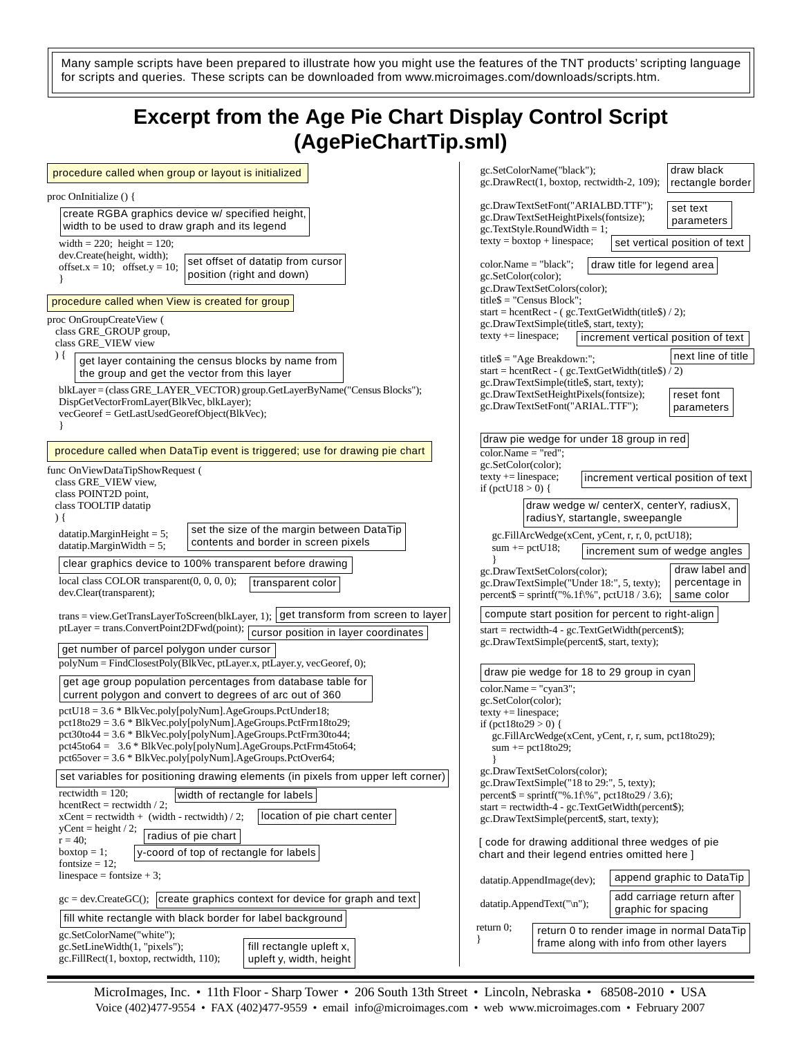Many sample scripts have been prepared to illustrate how you might use the features of the TNT products' scripting language for scripts and queries. These scripts can be downloaded from www.microimages.com/downloads/scripts.htm.

# Excerpt from the Age Pie Chart Display Control Script (AgePieChartTip.sml)

procedure called when group or layout is initialized

```
proc OnInitialize () {
```

create RGBA graphics device w/ specified height, width to be used to draw graph and its legend

```
   width = 220;  height = 120;
   dev.Create(height, width);
   offset.x = 10;   offset.y = 10;
   }
```

set offset of datatip from cursor position (right and down)

procedure called when View is created for group

```
proc OnGroupCreateView (
   class GRE_GROUP group,
   class GRE_VIEW view
   ) {
```

get layer containing the census blocks by name from the group and get the vector from this layer

```
   blkLayer = (class GRE_LAYER_VECTOR) group.GetLayerByName("Census Blocks");
   DispGetVectorFromLayer(BlkVec, blkLayer);
   vecGeoref = GetLastUsedGeorefObject(BlkVec);
   }
```

procedure called when DataTip event is triggered; use for drawing pie chart

```
func OnViewDataTipShowRequest (
   class GRE_VIEW view,
   class POINT2D point,
   class TOOLTIP datatip
   ) {
```

set the size of the margin between DataTip contents and border in screen pixels

```
   datatip.MarginHeight = 5;
   datatip.MarginWidth = 5;
```

clear graphics device to 100% transparent before drawing

```
   local class COLOR transparent(0, 0, 0, 0);   // transparent color
   dev.Clear(transparent);

   trans = view.GetTransLayerToScreen(blkLayer, 1);   // get transform from screen to layer
   ptLayer = trans.ConvertPoint2DFwd(point);          // cursor position in layer coordinates
```

get number of parcel polygon under cursor

```
   polyNum = FindClosestPoly(BlkVec, ptLayer.x, ptLayer.y, vecGeoref, 0);
```

get age group population percentages from database table for current polygon and convert to degrees of arc out of 360

```
   pctU18 = 3.6 * BlkVec.poly[polyNum].AgeGroups.PctUnder18;
   pct18to29 = 3.6 * BlkVec.poly[polyNum].AgeGroups.PctFrm18to29;
   pct30to44 = 3.6 * BlkVec.poly[polyNum].AgeGroups.PctFrm30to44;
   pct45to64 =   3.6 * BlkVec.poly[polyNum].AgeGroups.PctFrm45to64;
   pct65over = 3.6 * BlkVec.poly[polyNum].AgeGroups.PctOver64;
```

set variables for positioning drawing elements (in pixels from upper left corner)

```
   rectwidth = 120;                                  // width of rectangle for labels
   hcentRect = rectwidth / 2;
   xCent = rectwidth +  (width - rectwidth) / 2;     // location of pie chart center
   yCent = height / 2;
   r = 40;                                           // radius of pie chart
   boxtop = 1;                                       // y-coord of top of rectangle for labels
   fontsize = 12;
   linespace = fontsize + 3;

   gc = dev.CreateGC();   // create graphics context for device for graph and text
```

fill white rectangle with black border for label background

```
   gc.SetColorName("white");
   gc.SetLineWidth(1, "pixels");
   gc.FillRect(1, boxtop, rectwidth, 110);   // fill rectangle upleft x, upleft y, width, height

   gc.SetColorName("black");
   gc.DrawRect(1, boxtop, rectwidth-2, 109);   // draw black rectangle border

   gc.DrawTextSetFont("ARIALBD.TTF");          // set text parameters
   gc.DrawTextSetHeightPixels(fontsize);
   gc.TextStyle.RoundWidth = 1;
   texty = boxtop + linespace;                 // set vertical position of text

   color.Name = "black";                       // draw title for legend area
   gc.SetColor(color);
   gc.DrawTextSetColors(color);
   title$ = "Census Block";
   start = hcentRect - ( gc.TextGetWidth(title$) / 2);
   gc.DrawTextSimple(title$, start, texty);
   texty += linespace;                         // increment vertical position of text

   title$ = "Age Breakdown:";                  // next line of title
   start = hcentRect - ( gc.TextGetWidth(title$) / 2)
   gc.DrawTextSimple(title$, start, texty);
   gc.DrawTextSetHeightPixels(fontsize);       // reset font parameters
   gc.DrawTextSetFont("ARIAL.TTF");
```

draw pie wedge for under 18 group in red

```
   color.Name = "red";
   gc.SetColor(color);
   texty += linespace;                         // increment vertical position of text
   if (pctU18 > 0) {
```

draw wedge w/ centerX, centerY, radiusX, radiusY, startangle, sweepangle

```
      gc.FillArcWedge(xCent, yCent, r, r, 0, pctU18);
      sum += pctU18;                           // increment sum of wedge angles
      }
   gc.DrawTextSetColors(color);                // draw label and percentage in same color
   gc.DrawTextSimple("Under 18:", 5, texty);
   percent$ = sprintf("%.1f\%", pctU18 / 3.6);
```

compute start position for percent to right-align

```
   start = rectwidth-4 - gc.TextGetWidth(percent$);
   gc.DrawTextSimple(percent$, start, texty);
```

draw pie wedge for 18 to 29 group in cyan

```
   color.Name = "cyan3";
   gc.SetColor(color);
   texty += linespace;
   if (pct18to29 > 0) {
      gc.FillArcWedge(xCent, yCent, r, r, sum, pct18to29);
      sum += pct18to29;
      }
   gc.DrawTextSetColors(color);
   gc.DrawTextSimple("18 to 29:", 5, texty);
   percent$ = sprintf("%.1f\%", pct18to29 / 3.6);
   start = rectwidth-4 - gc.TextGetWidth(percent$);
   gc.DrawTextSimple(percent$, start, texty);
```

[ code for drawing additional three wedges of pie chart and their legend entries omitted here ]

```
   datatip.AppendImage(dev);      // append graphic to DataTip
   datatip.AppendText("\n");      // add carriage return after graphic for spacing

   return 0;                      // return 0 to render image in normal DataTip frame along with info from other layers
   }
```

MicroImages, Inc. • 11th Floor - Sharp Tower • 206 South 13th Street • Lincoln, Nebraska • 68508-2010 • USA
Voice (402)477-9554 • FAX (402)477-9559 • email info@microimages.com • web www.microimages.com • February 2007